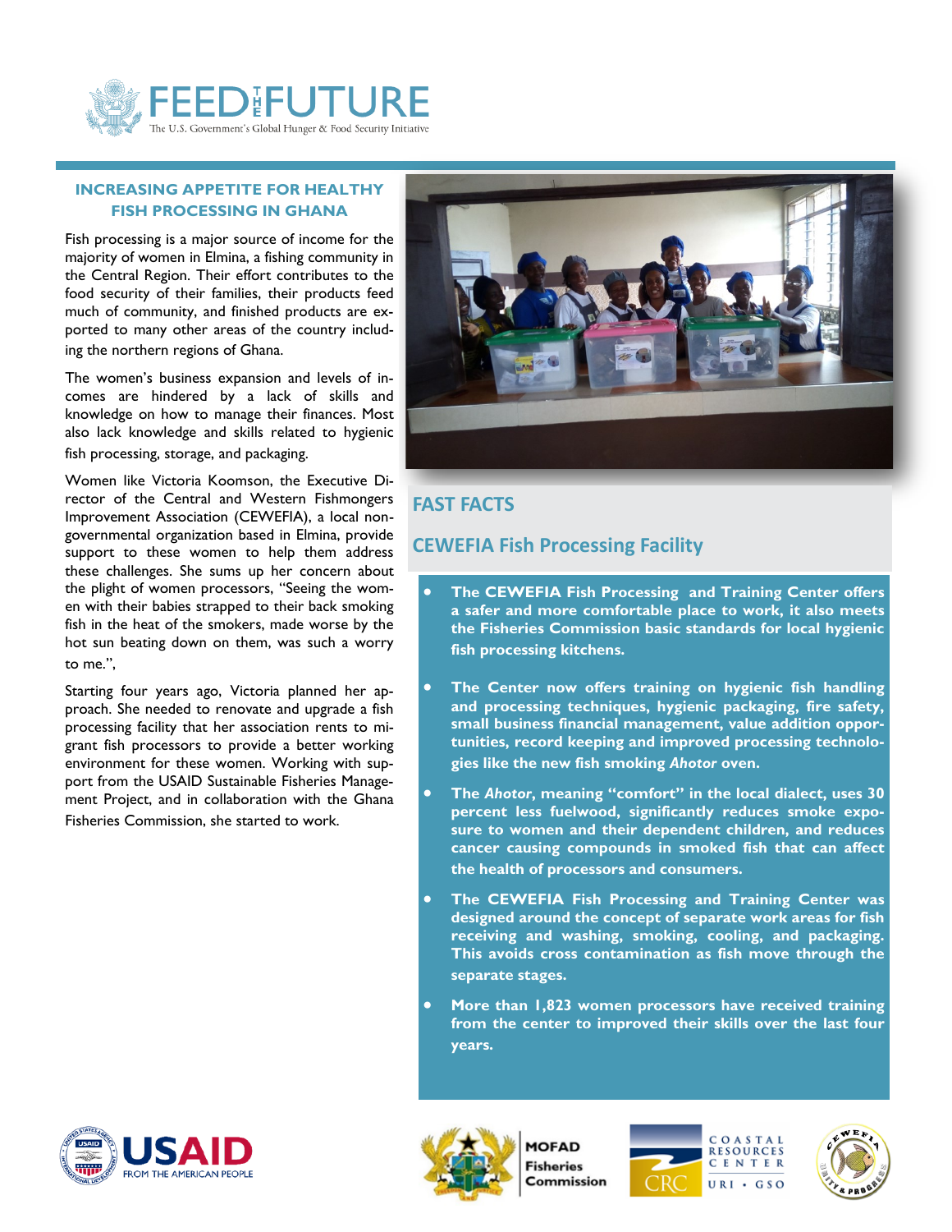# INCREASING APPETITE FOR HEALTHY FISH PROCESSING IN GHANA

Fish processing is a major source of income for the majority of women in Elmina, a fishing community in the Central Region. Their effort contributes to the food security of their families, their products feed much of community, and finished products are exported to many other areas of the country including the northern regions of Ghana.

The women's business expansion and levels of incomes are hindered by a lack of skills and knowledge on how to manage their finances. Most also lack knowledge and skills related to hygienic fish processing, storage, and packaging.

Women like Victoria Koomson, the Executive Director of the Central and Western Fishmongers Improvement Association (CEWEFIA), a local non-governmental organization based in Elmina, provide support to these women to help them address these challenges. She sums up her concern about the plight of women processors, "Seeing the women with their babies strapped to their back smoking fish in the heat of the smokers, made worse by the hot sun beating down on them, was such a worry to me.",

Starting four years ago, Victoria planned her approach. She needed to renovate and upgrade a fish processing facility that her association rents to migrant fish processors to provide a better working environment for these women. Working with support from the USAID Sustainable Fisheries Management Project, and in collaboration with the Ghana Fisheries Commission, she started to work.

## FAST FACTS

### CEWEFIA Fish Processing Facility

- **The CEWEFIA Fish Processing and Training Center offers a safer and more comfortable place to work, it also meets the Fisheries Commission basic standards for local hygienic fish processing kitchens.**
- **The Center now offers training on hygienic fish handling and processing techniques, hygienic packaging, fire safety, small business financial management, value addition opportunities, record keeping and improved processing technologies like the new fish smoking *Ahotor* oven.**
- **The *Ahotor*, meaning "comfort" in the local dialect, uses 30 percent less fuelwood, significantly reduces smoke exposure to women and their dependent children, and reduces cancer causing compounds in smoked fish that can affect the health of processors and consumers.**
- **The CEWEFIA Fish Processing and Training Center was designed around the concept of separate work areas for fish receiving and washing, smoking, cooling, and packaging. This avoids cross contamination as fish move through the separate stages.**
- **More than 1,823 women processors have received training from the center to improved their skills over the last four years.**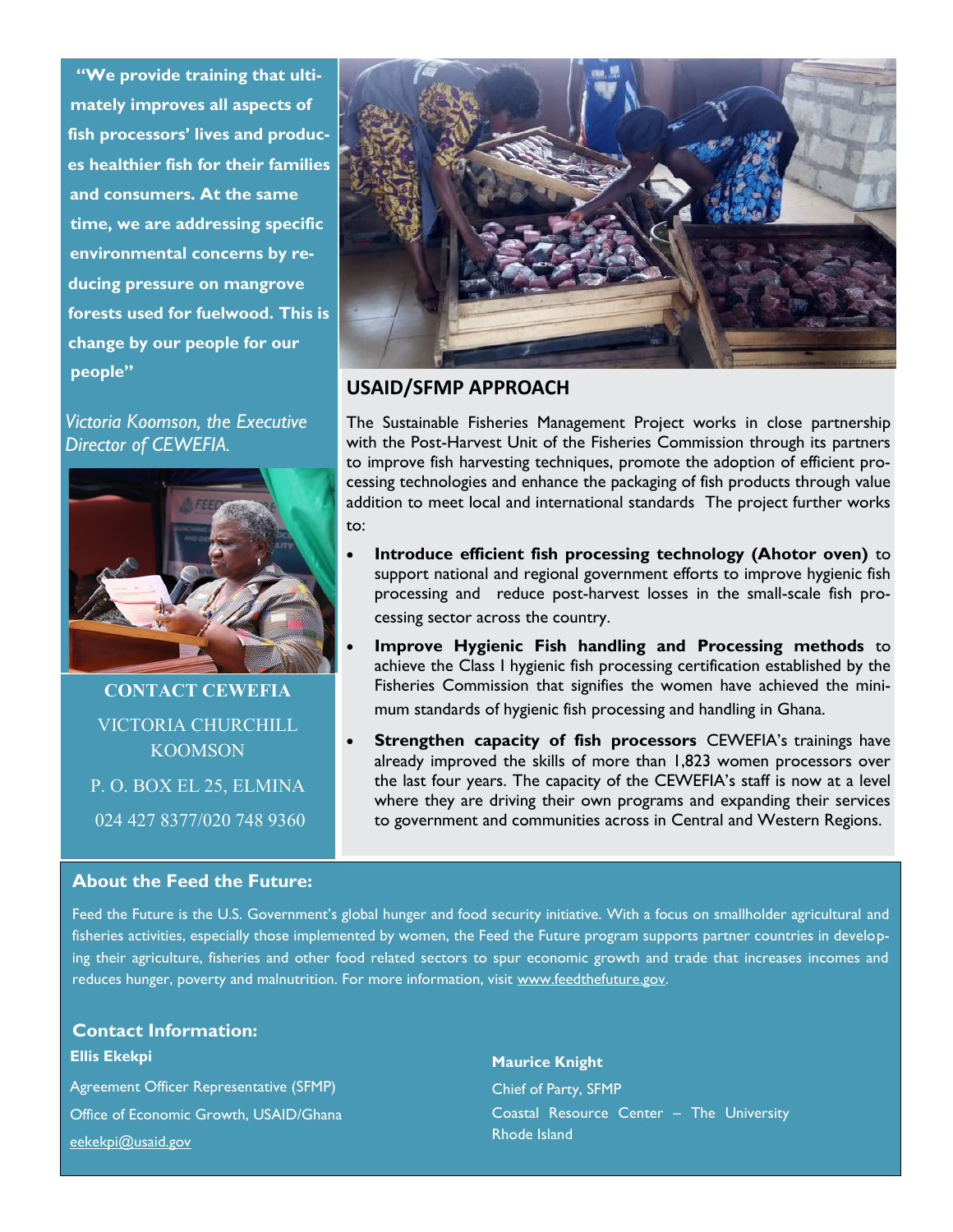**"We provide training that ultimately improves all aspects of fish processors' lives and produces healthier fish for their families and consumers. At the same time, we are addressing specific environmental concerns by reducing pressure on mangrove forests used for fuelwood. This is change by our people for our people"**

*Victoria Koomson, the Executive Director of CEWEFIA.*

**CONTACT CEWEFIA**

VICTORIA CHURCHILL KOOMSON

P. O. BOX EL 25, ELMINA

024 427 8377/020 748 9360

## USAID/SFMP APPROACH

The Sustainable Fisheries Management Project works in close partnership with the Post-Harvest Unit of the Fisheries Commission through its partners to improve fish harvesting techniques, promote the adoption of efficient processing technologies and enhance the packaging of fish products through value addition to meet local and international standards The project further works to:

- **Introduce efficient fish processing technology (Ahotor oven)** to support national and regional government efforts to improve hygienic fish processing and reduce post-harvest losses in the small-scale fish processing sector across the country.
- **Improve Hygienic Fish handling and Processing methods** to achieve the Class I hygienic fish processing certification established by the Fisheries Commission that signifies the women have achieved the minimum standards of hygienic fish processing and handling in Ghana.
- **Strengthen capacity of fish processors** CEWEFIA's trainings have already improved the skills of more than 1,823 women processors over the last four years. The capacity of the CEWEFIA's staff is now at a level where they are driving their own programs and expanding their services to government and communities across in Central and Western Regions.

### About the Feed the Future:

Feed the Future is the U.S. Government's global hunger and food security initiative. With a focus on smallholder agricultural and fisheries activities, especially those implemented by women, the Feed the Future program supports partner countries in developing their agriculture, fisheries and other food related sectors to spur economic growth and trade that increases incomes and reduces hunger, poverty and malnutrition. For more information, visit www.feedthefuture.gov.

### Contact Information:

**Ellis Ekekpi**

Agreement Officer Representative (SFMP)

Office of Economic Growth, USAID/Ghana

eekekpi@usaid.gov

**Maurice Knight**

Chief of Party, SFMP

Coastal Resource Center – The University Rhode Island